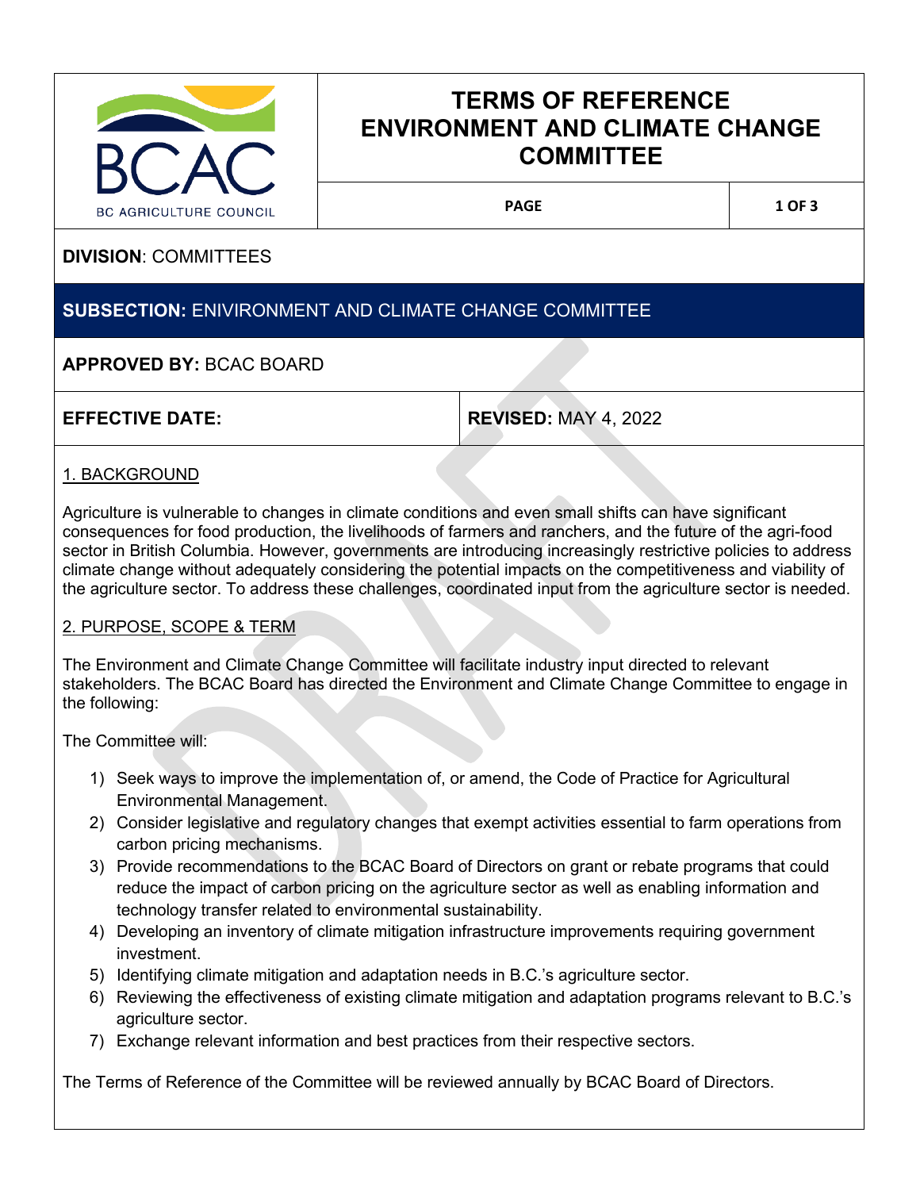# TERMS OF REFERENCE ENVIRONMENT AND CLIMATE CHANGE COMMITTEE

BC AGRICULTURE COUNCIL

**DIVISION**: COMMITTEES

**SUBSECTION:** ENIVIRONMENT AND CLIMATE CHANGE COMMITTEE

**APPROVED BY:** BCAC BOARD

| **EFFECTIVE DATE:** | **REVISED:** MAY 4, 2022 |
| --- | --- |

## 1. BACKGROUND

Agriculture is vulnerable to changes in climate conditions and even small shifts can have significant consequences for food production, the livelihoods of farmers and ranchers, and the future of the agri-food sector in British Columbia. However, governments are introducing increasingly restrictive policies to address climate change without adequately considering the potential impacts on the competitiveness and viability of the agriculture sector. To address these challenges, coordinated input from the agriculture sector is needed.

## 2. PURPOSE, SCOPE & TERM

The Environment and Climate Change Committee will facilitate industry input directed to relevant stakeholders. The BCAC Board has directed the Environment and Climate Change Committee to engage in the following:

The Committee will:

1) Seek ways to improve the implementation of, or amend, the Code of Practice for Agricultural Environmental Management.
2) Consider legislative and regulatory changes that exempt activities essential to farm operations from carbon pricing mechanisms.
3) Provide recommendations to the BCAC Board of Directors on grant or rebate programs that could reduce the impact of carbon pricing on the agriculture sector as well as enabling information and technology transfer related to environmental sustainability.
4) Developing an inventory of climate mitigation infrastructure improvements requiring government investment.
5) Identifying climate mitigation and adaptation needs in B.C.'s agriculture sector.
6) Reviewing the effectiveness of existing climate mitigation and adaptation programs relevant to B.C.'s agriculture sector.
7) Exchange relevant information and best practices from their respective sectors.

The Terms of Reference of the Committee will be reviewed annually by BCAC Board of Directors.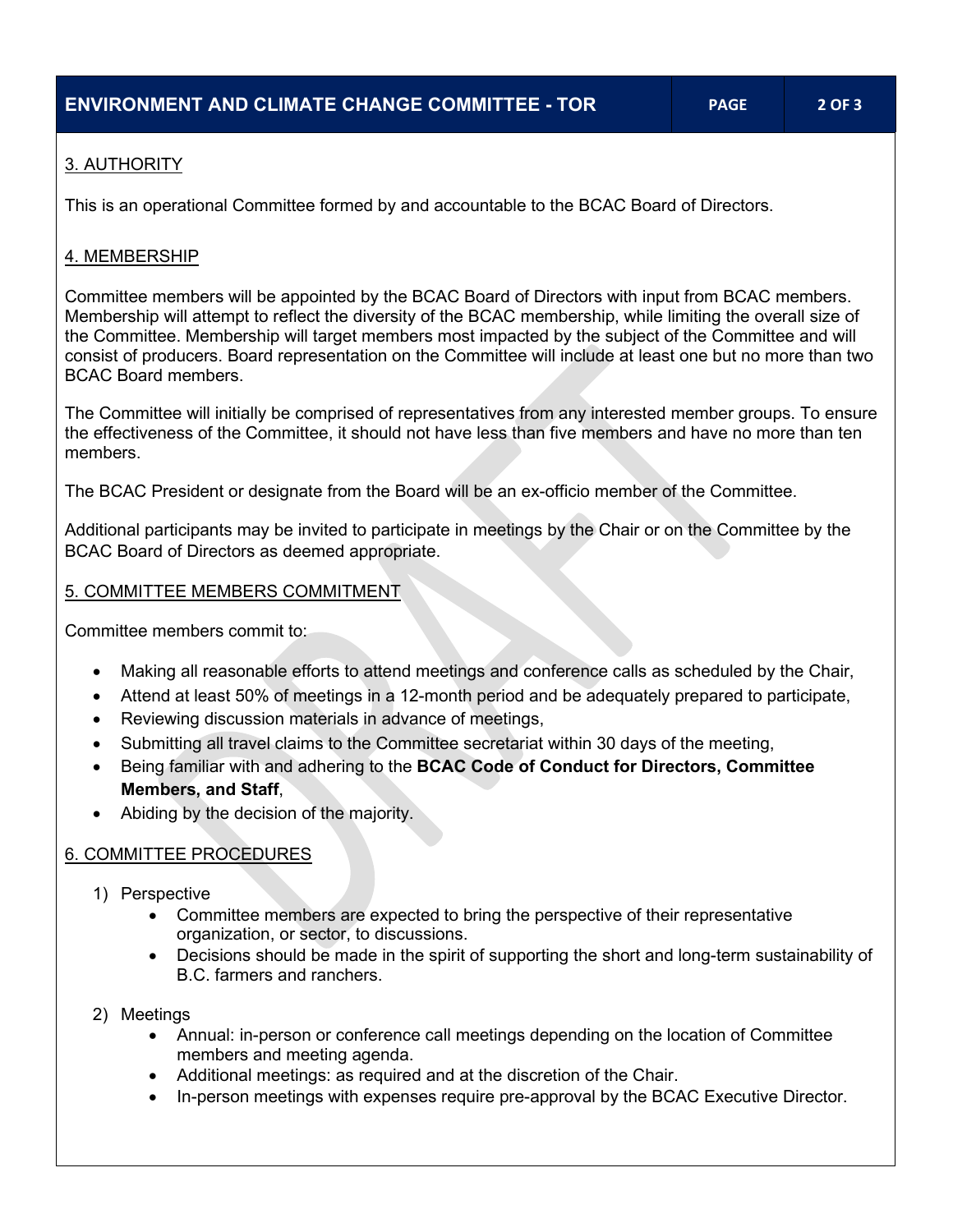## 3. AUTHORITY

This is an operational Committee formed by and accountable to the BCAC Board of Directors.

## 4. MEMBERSHIP

Committee members will be appointed by the BCAC Board of Directors with input from BCAC members. Membership will attempt to reflect the diversity of the BCAC membership, while limiting the overall size of the Committee. Membership will target members most impacted by the subject of the Committee and will consist of producers. Board representation on the Committee will include at least one but no more than two BCAC Board members.

The Committee will initially be comprised of representatives from any interested member groups. To ensure the effectiveness of the Committee, it should not have less than five members and have no more than ten members.

The BCAC President or designate from the Board will be an ex-officio member of the Committee.

Additional participants may be invited to participate in meetings by the Chair or on the Committee by the BCAC Board of Directors as deemed appropriate.

## 5. COMMITTEE MEMBERS COMMITMENT

Committee members commit to:

- Making all reasonable efforts to attend meetings and conference calls as scheduled by the Chair,
- Attend at least 50% of meetings in a 12-month period and be adequately prepared to participate,
- Reviewing discussion materials in advance of meetings,
- Submitting all travel claims to the Committee secretariat within 30 days of the meeting,
- Being familiar with and adhering to the **BCAC Code of Conduct for Directors, Committee Members, and Staff**,
- Abiding by the decision of the majority.

## 6. COMMITTEE PROCEDURES

1) Perspective
    - Committee members are expected to bring the perspective of their representative organization, or sector, to discussions.
    - Decisions should be made in the spirit of supporting the short and long-term sustainability of B.C. farmers and ranchers.

2) Meetings
    - Annual: in-person or conference call meetings depending on the location of Committee members and meeting agenda.
    - Additional meetings: as required and at the discretion of the Chair.
    - In-person meetings with expenses require pre-approval by the BCAC Executive Director.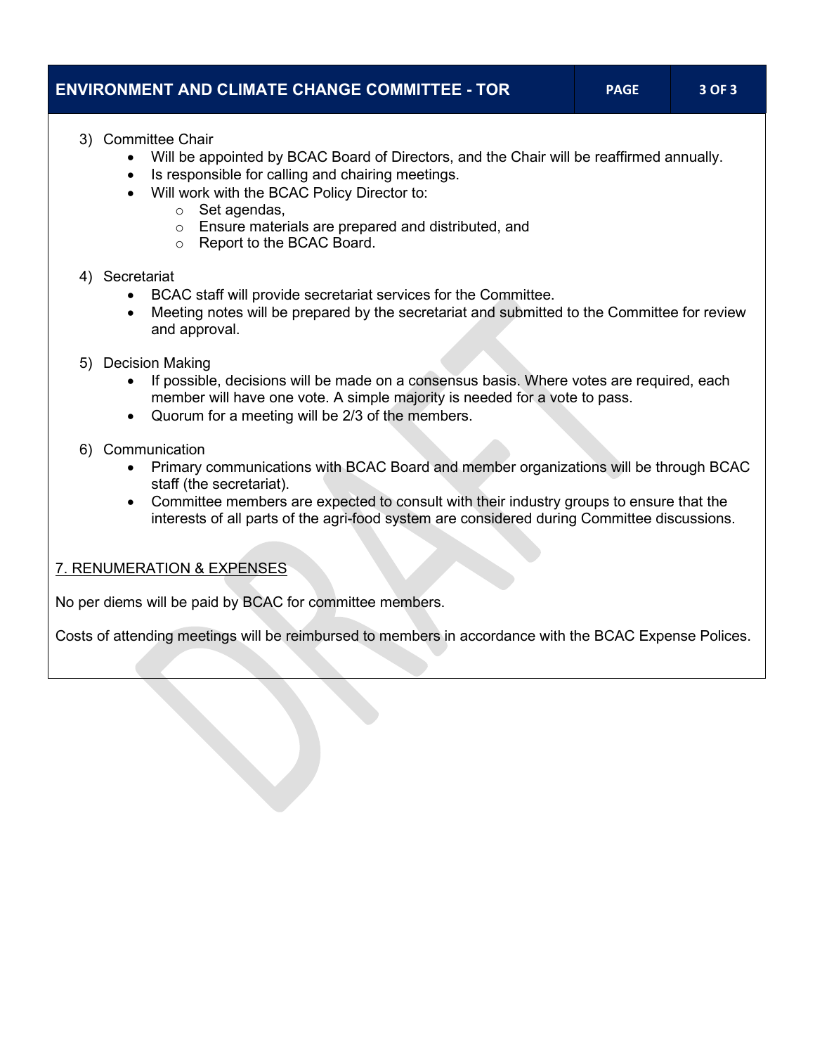3) Committee Chair
   - Will be appointed by BCAC Board of Directors, and the Chair will be reaffirmed annually.
   - Is responsible for calling and chairing meetings.
   - Will work with the BCAC Policy Director to:
     - Set agendas,
     - Ensure materials are prepared and distributed, and
     - Report to the BCAC Board.

4) Secretariat
   - BCAC staff will provide secretariat services for the Committee.
   - Meeting notes will be prepared by the secretariat and submitted to the Committee for review and approval.

5) Decision Making
   - If possible, decisions will be made on a consensus basis. Where votes are required, each member will have one vote. A simple majority is needed for a vote to pass.
   - Quorum for a meeting will be 2/3 of the members.

6) Communication
   - Primary communications with BCAC Board and member organizations will be through BCAC staff (the secretariat).
   - Committee members are expected to consult with their industry groups to ensure that the interests of all parts of the agri-food system are considered during Committee discussions.

## 7. RENUMERATION & EXPENSES

No per diems will be paid by BCAC for committee members.

Costs of attending meetings will be reimbursed to members in accordance with the BCAC Expense Polices.